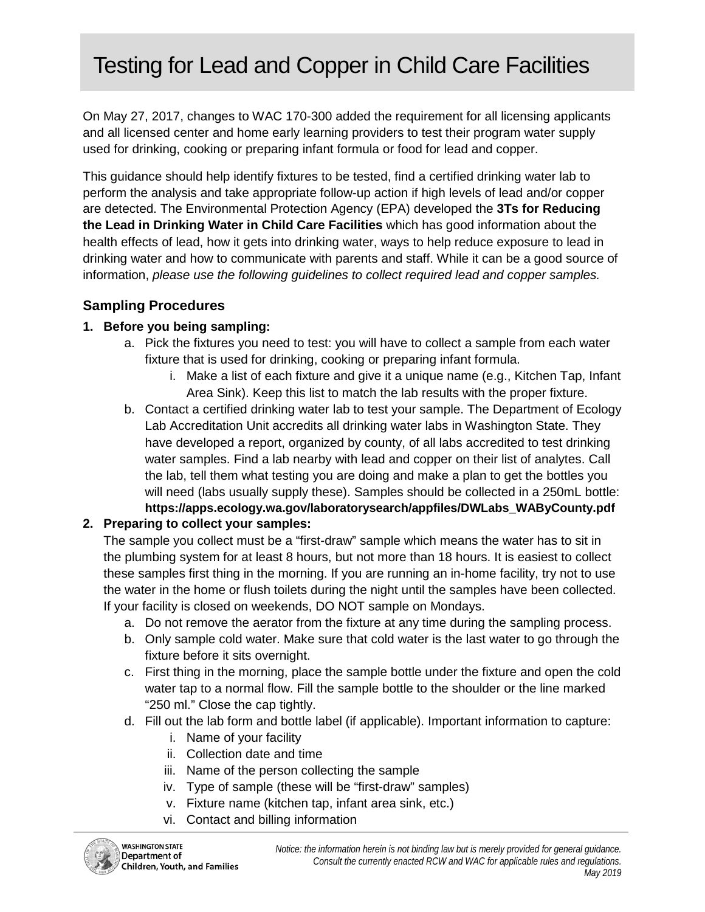# Testing for Lead and Copper in Child Care Facilities

On May 27, 2017, changes to WAC 170-300 added the requirement for all licensing applicants and all licensed center and home early learning providers to test their program water supply used for drinking, cooking or preparing infant formula or food for lead and copper.

This guidance should help identify fixtures to be tested, find a certified drinking water lab to perform the analysis and take appropriate follow-up action if high levels of lead and/or copper are detected. The Environmental Protection Agency (EPA) developed the **3Ts for Reducing the Lead in Drinking Water in Child Care Facilities** which has good information about the health effects of lead, how it gets into drinking water, ways to help reduce exposure to lead in drinking water and how to communicate with parents and staff. While it can be a good source of information, *please use the following guidelines to collect required lead and copper samples.*

## Sampling Procedures

1. **Before you being sampling:**
   a. Pick the fixtures you need to test: you will have to collect a sample from each water fixture that is used for drinking, cooking or preparing infant formula.
      i. Make a list of each fixture and give it a unique name (e.g., Kitchen Tap, Infant Area Sink). Keep this list to match the lab results with the proper fixture.

   b. Contact a certified drinking water lab to test your sample. The Department of Ecology Lab Accreditation Unit accredits all drinking water labs in Washington State. They have developed a report, organized by county, of all labs accredited to test drinking water samples. Find a lab nearby with lead and copper on their list of analytes. Call the lab, tell them what testing you are doing and make a plan to get the bottles you will need (labs usually supply these). Samples should be collected in a 250mL bottle: **https://apps.ecology.wa.gov/laboratorysearch/appfiles/DWLabs_WAByCounty.pdf**

2. **Preparing to collect your samples:**
   The sample you collect must be a "first-draw" sample which means the water has to sit in the plumbing system for at least 8 hours, but not more than 18 hours. It is easiest to collect these samples first thing in the morning. If you are running an in-home facility, try not to use the water in the home or flush toilets during the night until the samples have been collected. If your facility is closed on weekends, DO NOT sample on Mondays.
   a. Do not remove the aerator from the fixture at any time during the sampling process.
   b. Only sample cold water. Make sure that cold water is the last water to go through the fixture before it sits overnight.
   c. First thing in the morning, place the sample bottle under the fixture and open the cold water tap to a normal flow. Fill the sample bottle to the shoulder or the line marked "250 ml." Close the cap tightly.
   d. Fill out the lab form and bottle label (if applicable). Important information to capture:
      i. Name of your facility
      ii. Collection date and time
      iii. Name of the person collecting the sample
      iv. Type of sample (these will be "first-draw" samples)
      v. Fixture name (kitchen tap, infant area sink, etc.)
      vi. Contact and billing information

*Notice: the information herein is not binding law but is merely provided for general guidance. Consult the currently enacted RCW and WAC for applicable rules and regulations. May 2019*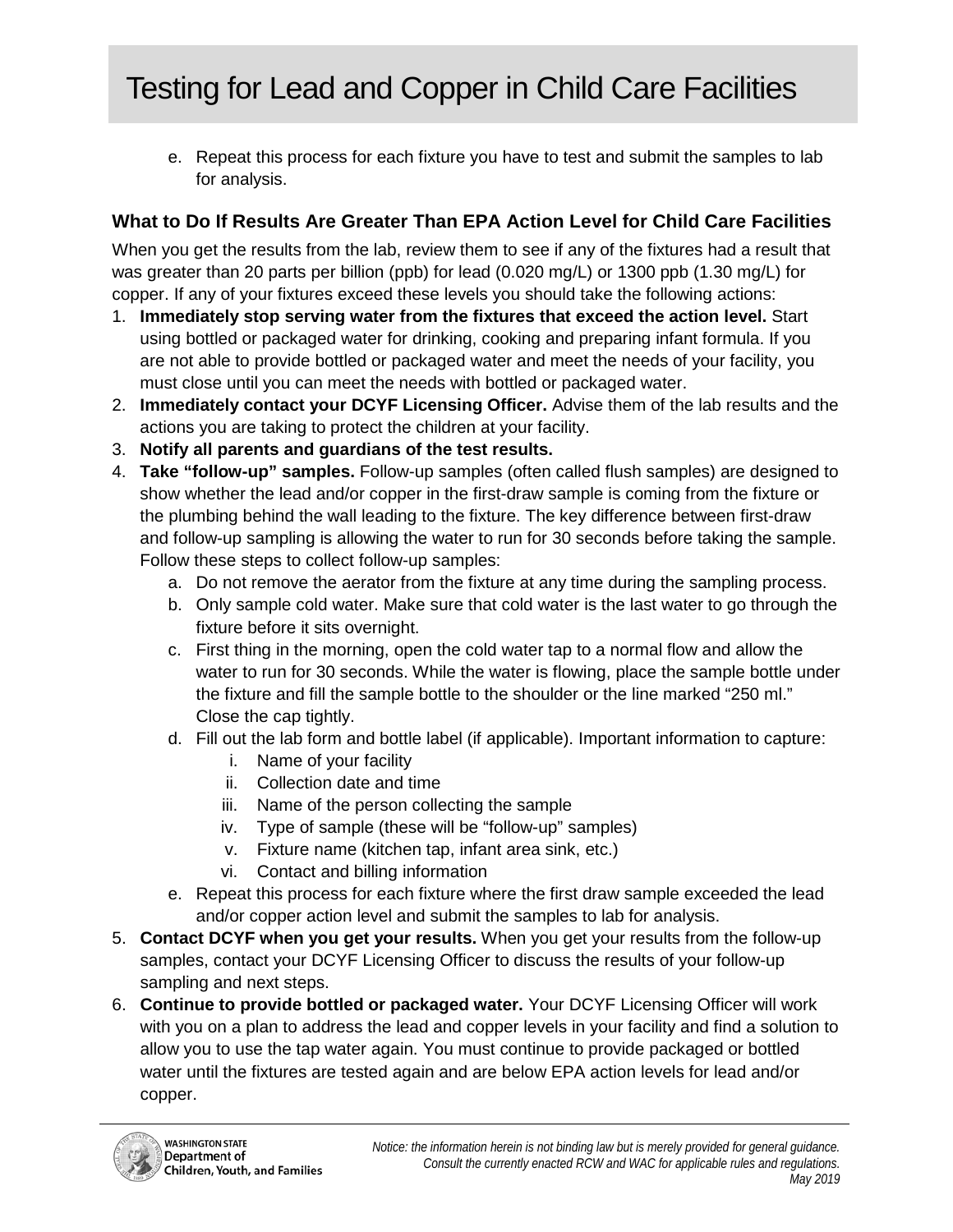e. Repeat this process for each fixture you have to test and submit the samples to lab for analysis.

### What to Do If Results Are Greater Than EPA Action Level for Child Care Facilities

When you get the results from the lab, review them to see if any of the fixtures had a result that was greater than 20 parts per billion (ppb) for lead (0.020 mg/L) or 1300 ppb (1.30 mg/L) for copper. If any of your fixtures exceed these levels you should take the following actions:

1. **Immediately stop serving water from the fixtures that exceed the action level.** Start using bottled or packaged water for drinking, cooking and preparing infant formula. If you are not able to provide bottled or packaged water and meet the needs of your facility, you must close until you can meet the needs with bottled or packaged water.
2. **Immediately contact your DCYF Licensing Officer.** Advise them of the lab results and the actions you are taking to protect the children at your facility.
3. **Notify all parents and guardians of the test results.**
4. **Take "follow-up" samples.** Follow-up samples (often called flush samples) are designed to show whether the lead and/or copper in the first-draw sample is coming from the fixture or the plumbing behind the wall leading to the fixture. The key difference between first-draw and follow-up sampling is allowing the water to run for 30 seconds before taking the sample. Follow these steps to collect follow-up samples:
   a. Do not remove the aerator from the fixture at any time during the sampling process.
   b. Only sample cold water. Make sure that cold water is the last water to go through the fixture before it sits overnight.
   c. First thing in the morning, open the cold water tap to a normal flow and allow the water to run for 30 seconds. While the water is flowing, place the sample bottle under the fixture and fill the sample bottle to the shoulder or the line marked "250 ml." Close the cap tightly.
   d. Fill out the lab form and bottle label (if applicable). Important information to capture:
      i. Name of your facility
      ii. Collection date and time
      iii. Name of the person collecting the sample
      iv. Type of sample (these will be "follow-up" samples)
      v. Fixture name (kitchen tap, infant area sink, etc.)
      vi. Contact and billing information
   e. Repeat this process for each fixture where the first draw sample exceeded the lead and/or copper action level and submit the samples to lab for analysis.
5. **Contact DCYF when you get your results.** When you get your results from the follow-up samples, contact your DCYF Licensing Officer to discuss the results of your follow-up sampling and next steps.
6. **Continue to provide bottled or packaged water.** Your DCYF Licensing Officer will work with you on a plan to address the lead and copper levels in your facility and find a solution to allow you to use the tap water again. You must continue to provide packaged or bottled water until the fixtures are tested again and are below EPA action levels for lead and/or copper.